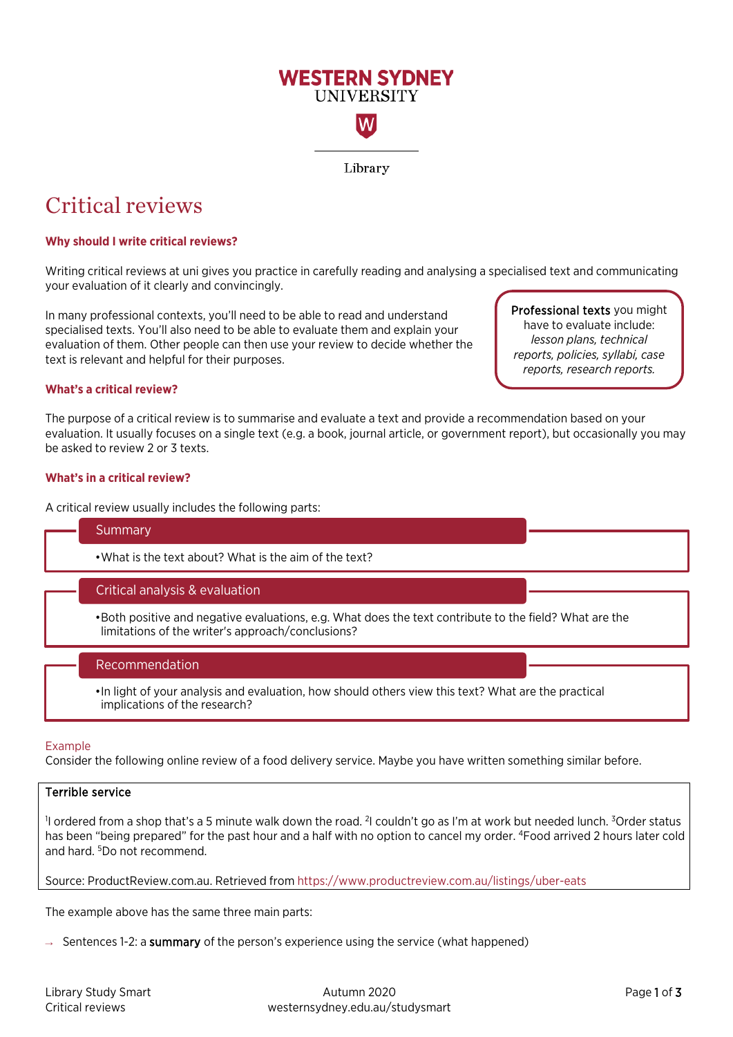WESTERN SYDNEY UNIVERSITY

Library

# Critical reviews

### Why should I write critical reviews?

Writing critical reviews at uni gives you practice in carefully reading and analysing a specialised text and communicating your evaluation of it clearly and convincingly.

In many professional contexts, you'll need to be able to read and understand specialised texts. You'll also need to be able to evaluate them and explain your evaluation of them. Other people can then use your review to decide whether the text is relevant and helpful for their purposes.

> **Professional texts** you might have to evaluate include: *lesson plans, technical reports, policies, syllabi, case reports, research reports.*

### What's a critical review?

The purpose of a critical review is to summarise and evaluate a text and provide a recommendation based on your evaluation. It usually focuses on a single text (e.g. a book, journal article, or government report), but occasionally you may be asked to review 2 or 3 texts.

### What's in a critical review?

A critical review usually includes the following parts:

**Summary**

- What is the text about? What is the aim of the text?

**Critical analysis & evaluation**

- Both positive and negative evaluations, e.g. What does the text contribute to the field? What are the limitations of the writer's approach/conclusions?

**Recommendation**

- In light of your analysis and evaluation, how should others view this text? What are the practical implications of the research?

Example

Consider the following online review of a food delivery service. Maybe you have written something similar before.

> **Terrible service**
>
> [1]I ordered from a shop that's a 5 minute walk down the road. [2]I couldn't go as I'm at work but needed lunch. [3]Order status has been "being prepared" for the past hour and a half with no option to cancel my order. [4]Food arrived 2 hours later cold and hard. [5]Do not recommend.
>
> Source: ProductReview.com.au. Retrieved from https://www.productreview.com.au/listings/uber-eats

The example above has the same three main parts:

→ Sentences 1-2: a **summary** of the person's experience using the service (what happened)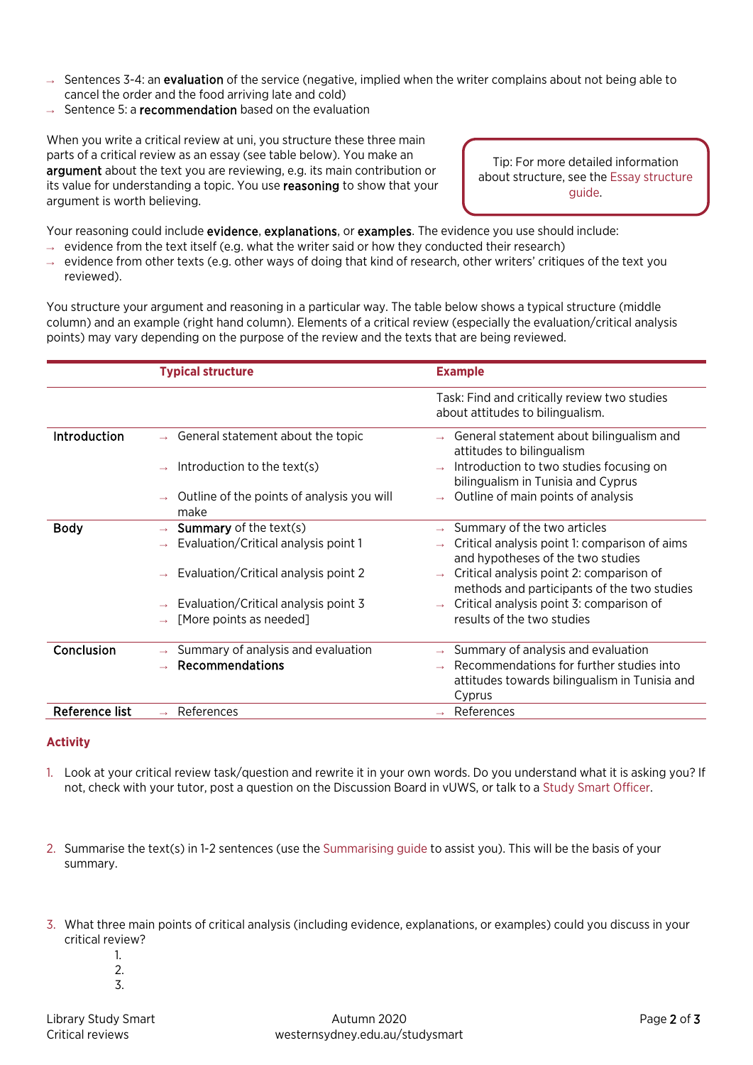- Sentences 3-4: an **evaluation** of the service (negative, implied when the writer complains about not being able to cancel the order and the food arriving late and cold)
- Sentence 5: a **recommendation** based on the evaluation

When you write a critical review at uni, you structure these three main parts of a critical review as an essay (see table below). You make an **argument** about the text you are reviewing, e.g. its main contribution or its value for understanding a topic. You use **reasoning** to show that your argument is worth believing.

> Tip: For more detailed information about structure, see the Essay structure guide.

Your reasoning could include **evidence**, **explanations**, or **examples**. The evidence you use should include:

- evidence from the text itself (e.g. what the writer said or how they conducted their research)
- evidence from other texts (e.g. other ways of doing that kind of research, other writers' critiques of the text you reviewed).

You structure your argument and reasoning in a particular way. The table below shows a typical structure (middle column) and an example (right hand column). Elements of a critical review (especially the evaluation/critical analysis points) may vary depending on the purpose of the review and the texts that are being reviewed.

| | Typical structure | Example |
|---|---|---|
| | | Task: Find and critically review two studies about attitudes to bilingualism. |
| **Introduction** | → General statement about the topic<br>→ Introduction to the text(s)<br>→ Outline of the points of analysis you will make | → General statement about bilingualism and attitudes to bilingualism<br>→ Introduction to two studies focusing on bilingualism in Tunisia and Cyprus<br>→ Outline of main points of analysis |
| **Body** | → **Summary** of the text(s)<br>→ Evaluation/Critical analysis point 1<br>→ Evaluation/Critical analysis point 2<br>→ Evaluation/Critical analysis point 3<br>→ [More points as needed] | → Summary of the two articles<br>→ Critical analysis point 1: comparison of aims and hypotheses of the two studies<br>→ Critical analysis point 2: comparison of methods and participants of the two studies<br>→ Critical analysis point 3: comparison of results of the two studies |
| **Conclusion** | → Summary of analysis and evaluation<br>→ **Recommendations** | → Summary of analysis and evaluation<br>→ Recommendations for further studies into attitudes towards bilingualism in Tunisia and Cyprus |
| **Reference list** | → References | → References |

### Activity

1. Look at your critical review task/question and rewrite it in your own words. Do you understand what it is asking you? If not, check with your tutor, post a question on the Discussion Board in vUWS, or talk to a Study Smart Officer.

2. Summarise the text(s) in 1-2 sentences (use the Summarising guide to assist you). This will be the basis of your summary.

3. What three main points of critical analysis (including evidence, explanations, or examples) could you discuss in your critical review?
   1.
   2.
   3.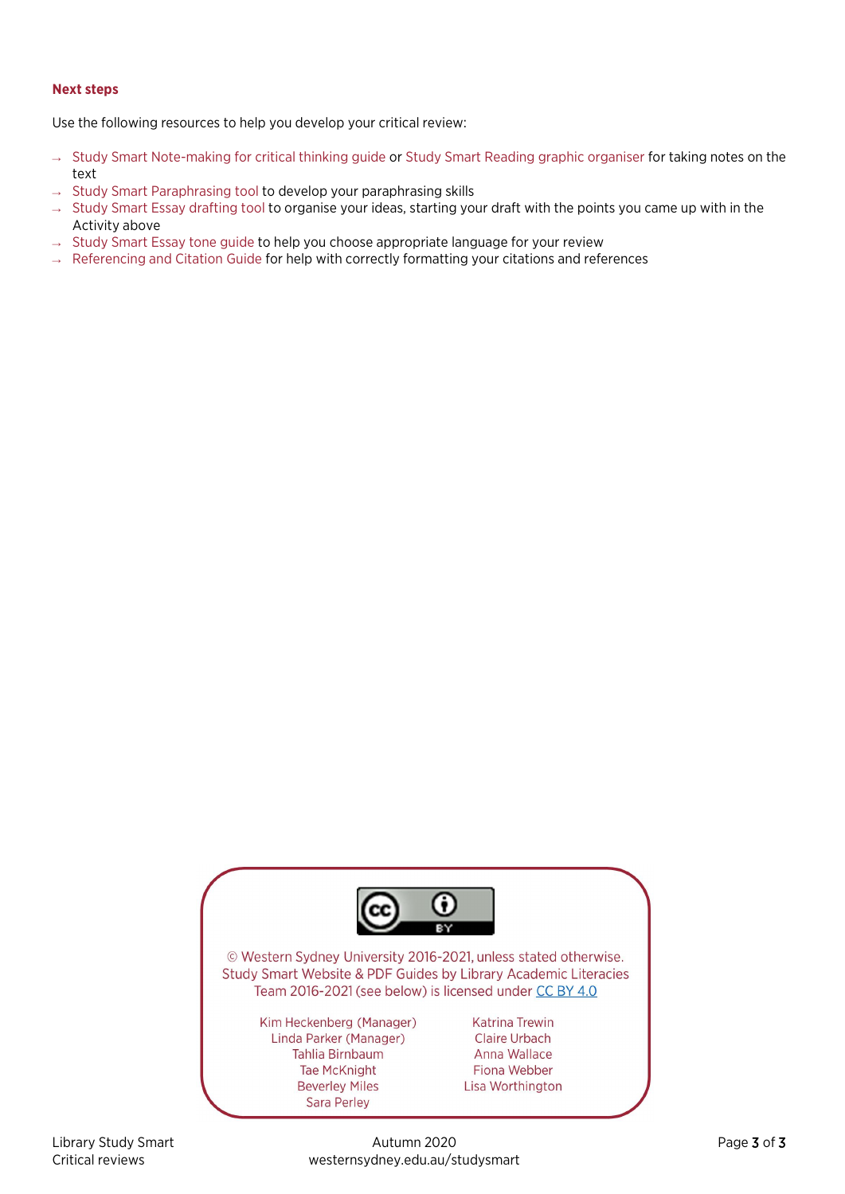## Next steps

Use the following resources to help you develop your critical review:

- Study Smart Note-making for critical thinking guide or Study Smart Reading graphic organiser for taking notes on the text
- Study Smart Paraphrasing tool to develop your paraphrasing skills
- Study Smart Essay drafting tool to organise your ideas, starting your draft with the points you came up with in the Activity above
- Study Smart Essay tone guide to help you choose appropriate language for your review
- Referencing and Citation Guide for help with correctly formatting your citations and references

© Western Sydney University 2016-2021, unless stated otherwise. Study Smart Website & PDF Guides by Library Academic Literacies Team 2016-2021 (see below) is licensed under CC BY 4.0

Kim Heckenberg (Manager)
Linda Parker (Manager)
Tahlia Birnbaum
Tae McKnight
Beverley Miles
Sara Perley
Katrina Trewin
Claire Urbach
Anna Wallace
Fiona Webber
Lisa Worthington

Library Study Smart
Critical reviews

Autumn 2020
westernsydney.edu.au/studysmart